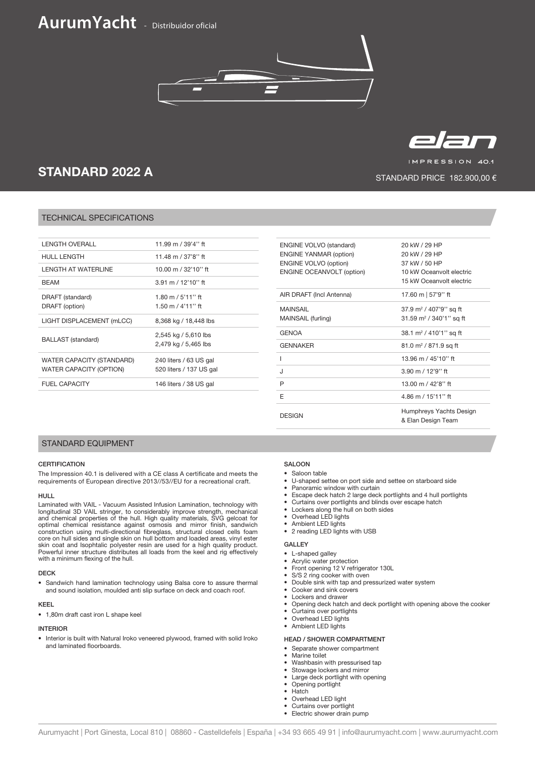# AurumYacht - Distribuidor oficial

elan

IMPRESSION 40.1

## STANDARD 2022 A

STANDARD PRICE 182.900,00 €

## TECHNICAL SPECIFICATIONS

| | |
|---|---|
| LENGTH OVERALL | 11.99 m / 39'4'' ft |
| HULL LENGTH | 11.48 m / 37'8'' ft |
| LENGTH AT WATERLINE | 10.00 m / 32'10'' ft |
| BEAM | 3.91 m / 12'10'' ft |
| DRAFT (standard)<br>DRAFT (option) | 1.80 m / 5'11'' ft<br>1.50 m / 4'11'' ft |
| LIGHT DISPLACEMENT (mLCC) | 8,368 kg / 18,448 lbs |
| BALLAST (standard) | 2,545 kg / 5,610 lbs<br>2,479 kg / 5,465 lbs |
| WATER CAPACITY (STANDARD)<br>WATER CAPACITY (OPTION) | 240 liters / 63 US gal<br>520 liters / 137 US gal |
| FUEL CAPACITY | 146 liters / 38 US gal |

| | |
|---|---|
| ENGINE VOLVO (standard)<br>ENGINE YANMAR (option)<br>ENGINE VOLVO (option)<br>ENGINE OCEANVOLT (option) | 20 kW / 29 HP<br>20 kW / 29 HP<br>37 kW / 50 HP<br>10 kW Oceanvolt electric<br>15 kW Oceanvolt electric |
| AIR DRAFT (Incl Antenna) | 17.60 m \| 57'9'' ft |
| MAINSAIL<br>MAINSAIL (furling) | 37.9 m² / 407'9'' sq ft<br>31.59 m² / 340'1'' sq ft |
| GENOA | 38.1 m² / 410'1'' sq ft |
| GENNAKER | 81.0 m² / 871.9 sq ft |
| I | 13.96 m / 45'10'' ft |
| J | 3.90 m / 12'9'' ft |
| P | 13.00 m / 42'8'' ft |
| E | 4.86 m / 15'11'' ft |
| DESIGN | Humphreys Yachts Design<br>& Elan Design Team |

## STANDARD EQUIPMENT

### CERTIFICATION

The Impression 40.1 is delivered with a CE class A certificate and meets the requirements of European directive 2013//53//EU for a recreational craft.

### HULL

Laminated with VAIL - Vacuum Assisted Infusion Lamination, technology with longitudinal 3D VAIL stringer, to considerably improve strength, mechanical and chemical properties of the hull. High quality materials, SVG gelcoat for optimal chemical resistance against osmosis and mirror finish, sandwich construction using multi-directional fibreglass, structural closed cells foam core on hull sides and single skin on hull bottom and loaded areas, vinyl ester skin coat and Isophtalic polyester resin are used for a high quality product. Powerful inner structure distributes all loads from the keel and rig effectively with a minimum flexing of the hull.

### DECK

- Sandwich hand lamination technology using Balsa core to assure thermal and sound isolation, moulded anti slip surface on deck and coach roof.

### KEEL

- 1,80m draft cast iron L shape keel

### INTERIOR

- Interior is built with Natural Iroko veneered plywood, framed with solid Iroko and laminated floorboards.

### SALOON

- Saloon table
- U-shaped settee on port side and settee on starboard side
- Panoramic window with curtain
- Escape deck hatch 2 large deck portlights and 4 hull portlights
- Curtains over portlights and blinds over escape hatch
- Lockers along the hull on both sides
- Overhead LED lights
- Ambient LED lights
- 2 reading LED lights with USB

### GALLEY

- L-shaped galley
- Acrylic water protection
- Front opening 12 V refrigerator 130L
- S/S 2 ring cooker with oven
- Double sink with tap and pressurized water system
- Cooker and sink covers
- Lockers and drawer
- Opening deck hatch and deck portlight with opening above the cooker
- Curtains over portlights
- Overhead LED lights
- Ambient LED lights

### HEAD / SHOWER COMPARTMENT

- Separate shower compartment
- Marine toilet
- Washbasin with pressurised tap
- Stowage lockers and mirror
- Large deck portlight with opening
- Opening portlight
- Hatch
- Overhead LED light
- Curtains over portlight
- Electric shower drain pump

Aurumyacht | Port Ginesta, Local 810 | 08860 - Castelldefels | España | +34 93 665 49 91 | info@aurumyacht.com | www.aurumyacht.com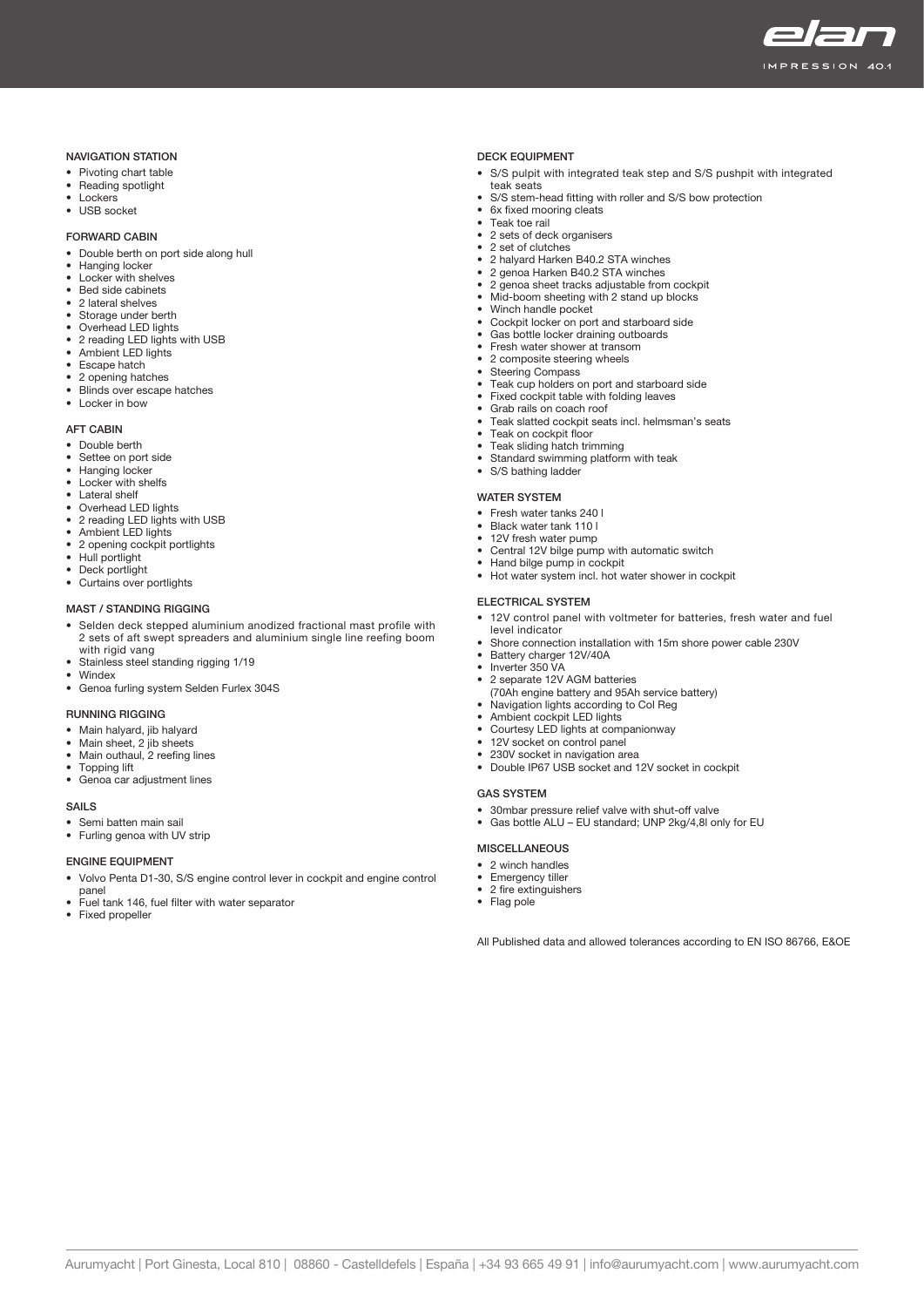### NAVIGATION STATION

- Pivoting chart table
- Reading spotlight
- Lockers
- USB socket

### FORWARD CABIN

- Double berth on port side along hull
- Hanging locker
- Locker with shelves
- Bed side cabinets
- 2 lateral shelves
- Storage under berth
- Overhead LED lights
- 2 reading LED lights with USB
- Ambient LED lights
- Escape hatch
- 2 opening hatches
- Blinds over escape hatches
- Locker in bow

### AFT CABIN

- Double berth
- Settee on port side
- Hanging locker
- Locker with shelfs
- Lateral shelf
- Overhead LED lights
- 2 reading LED lights with USB
- Ambient LED lights
- 2 opening cockpit portlights
- Hull portlight
- Deck portlight
- Curtains over portlights

### MAST / STANDING RIGGING

- Selden deck stepped aluminium anodized fractional mast profile with 2 sets of aft swept spreaders and aluminium single line reefing boom with rigid vang
- Stainless steel standing rigging 1/19
- Windex
- Genoa furling system Selden Furlex 304S

### RUNNING RIGGING

- Main halyard, jib halyard
- Main sheet, 2 jib sheets
- Main outhaul, 2 reefing lines
- Topping lift
- Genoa car adjustment lines

### SAILS

- Semi batten main sail
- Furling genoa with UV strip

### ENGINE EQUIPMENT

- Volvo Penta D1-30, S/S engine control lever in cockpit and engine control panel
- Fuel tank 146, fuel filter with water separator
- Fixed propeller

### DECK EQUIPMENT

- S/S pulpit with integrated teak step and S/S pushpit with integrated teak seats
- S/S stem-head fitting with roller and S/S bow protection
- 6x fixed mooring cleats
- Teak toe rail
- 2 sets of deck organisers
- 2 set of clutches
- 2 halyard Harken B40.2 STA winches
- 2 genoa Harken B40.2 STA winches
- 2 genoa sheet tracks adjustable from cockpit
- Mid-boom sheeting with 2 stand up blocks
- Winch handle pocket
- Cockpit locker on port and starboard side
- Gas bottle locker draining outboards
- Fresh water shower at transom
- 2 composite steering wheels
- Steering Compass
- Teak cup holders on port and starboard side
- Fixed cockpit table with folding leaves
- Grab rails on coach roof
- Teak slatted cockpit seats incl. helmsman's seats
- Teak on cockpit floor
- Teak sliding hatch trimming
- Standard swimming platform with teak
- S/S bathing ladder

### WATER SYSTEM

- Fresh water tanks 240 l
- Black water tank 110 l
- 12V fresh water pump
- Central 12V bilge pump with automatic switch
- Hand bilge pump in cockpit
- Hot water system incl. hot water shower in cockpit

### ELECTRICAL SYSTEM

- 12V control panel with voltmeter for batteries, fresh water and fuel level indicator
- Shore connection installation with 15m shore power cable 230V
- Battery charger 12V/40A
- Inverter 350 VA
- 2 separate 12V AGM batteries
  (70Ah engine battery and 95Ah service battery)
- Navigation lights according to Col Reg
- Ambient cockpit LED lights
- Courtesy LED lights at companionway
- 12V socket on control panel
- 230V socket in navigation area
- Double IP67 USB socket and 12V socket in cockpit

### GAS SYSTEM

- 30mbar pressure relief valve with shut-off valve
- Gas bottle ALU – EU standard; UNP 2kg/4,8l only for EU

### MISCELLANEOUS

- 2 winch handles
- Emergency tiller
- 2 fire extinguishers
- Flag pole

All Published data and allowed tolerances according to EN ISO 86766, E&OE